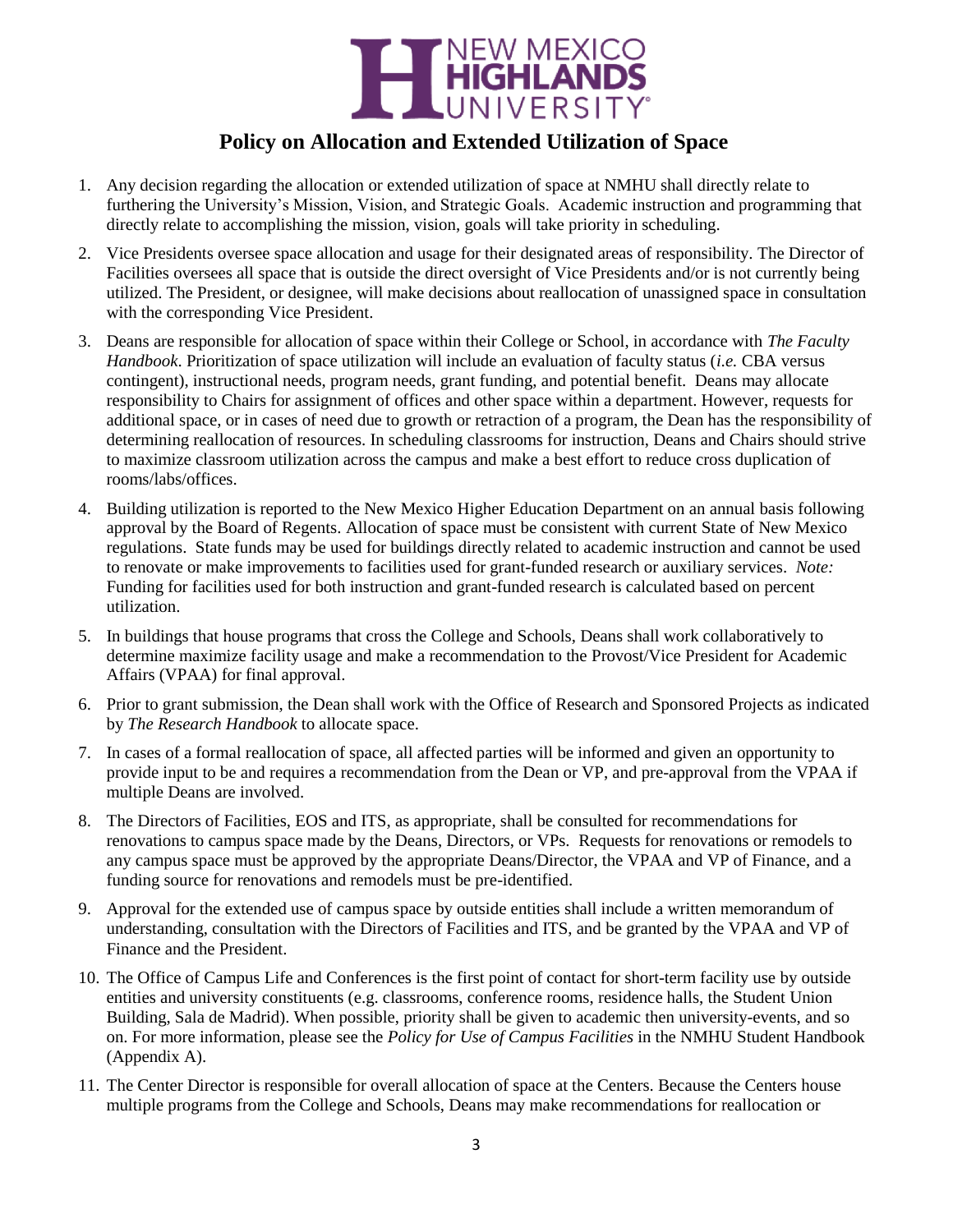NEW MEXICO HIGHLANDS UNIVERSITY

# Policy on Allocation and Extended Utilization of Space

1. Any decision regarding the allocation or extended utilization of space at NMHU shall directly relate to furthering the University's Mission, Vision, and Strategic Goals. Academic instruction and programming that directly relate to accomplishing the mission, vision, goals will take priority in scheduling.
2. Vice Presidents oversee space allocation and usage for their designated areas of responsibility. The Director of Facilities oversees all space that is outside the direct oversight of Vice Presidents and/or is not currently being utilized. The President, or designee, will make decisions about reallocation of unassigned space in consultation with the corresponding Vice President.
3. Deans are responsible for allocation of space within their College or School, in accordance with *The Faculty Handbook*. Prioritization of space utilization will include an evaluation of faculty status (*i.e.* CBA versus contingent), instructional needs, program needs, grant funding, and potential benefit. Deans may allocate responsibility to Chairs for assignment of offices and other space within a department. However, requests for additional space, or in cases of need due to growth or retraction of a program, the Dean has the responsibility of determining reallocation of resources. In scheduling classrooms for instruction, Deans and Chairs should strive to maximize classroom utilization across the campus and make a best effort to reduce cross duplication of rooms/labs/offices.
4. Building utilization is reported to the New Mexico Higher Education Department on an annual basis following approval by the Board of Regents. Allocation of space must be consistent with current State of New Mexico regulations. State funds may be used for buildings directly related to academic instruction and cannot be used to renovate or make improvements to facilities used for grant-funded research or auxiliary services. *Note:* Funding for facilities used for both instruction and grant-funded research is calculated based on percent utilization.
5. In buildings that house programs that cross the College and Schools, Deans shall work collaboratively to determine maximize facility usage and make a recommendation to the Provost/Vice President for Academic Affairs (VPAA) for final approval.
6. Prior to grant submission, the Dean shall work with the Office of Research and Sponsored Projects as indicated by *The Research Handbook* to allocate space.
7. In cases of a formal reallocation of space, all affected parties will be informed and given an opportunity to provide input to be and requires a recommendation from the Dean or VP, and pre-approval from the VPAA if multiple Deans are involved.
8. The Directors of Facilities, EOS and ITS, as appropriate, shall be consulted for recommendations for renovations to campus space made by the Deans, Directors, or VPs. Requests for renovations or remodels to any campus space must be approved by the appropriate Deans/Director, the VPAA and VP of Finance, and a funding source for renovations and remodels must be pre-identified.
9. Approval for the extended use of campus space by outside entities shall include a written memorandum of understanding, consultation with the Directors of Facilities and ITS, and be granted by the VPAA and VP of Finance and the President.
10. The Office of Campus Life and Conferences is the first point of contact for short-term facility use by outside entities and university constituents (e.g. classrooms, conference rooms, residence halls, the Student Union Building, Sala de Madrid). When possible, priority shall be given to academic then university-events, and so on. For more information, please see the *Policy for Use of Campus Facilities* in the NMHU Student Handbook (Appendix A).
11. The Center Director is responsible for overall allocation of space at the Centers. Because the Centers house multiple programs from the College and Schools, Deans may make recommendations for reallocation or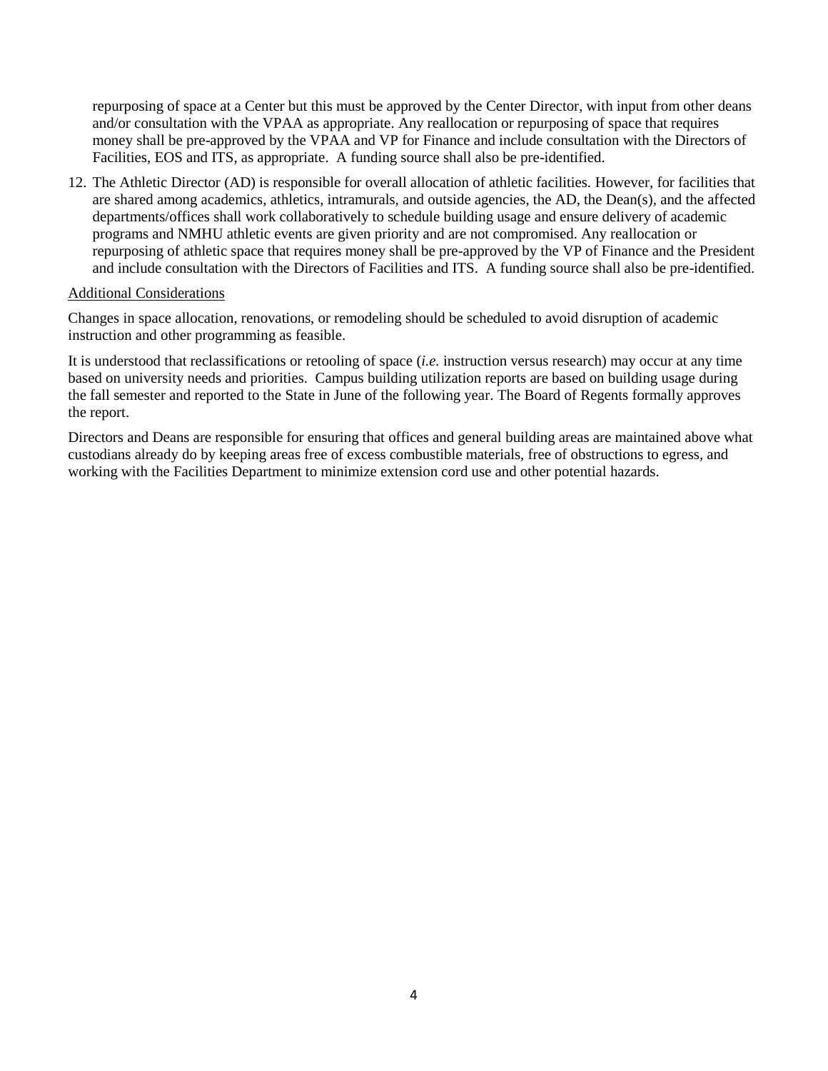repurposing of space at a Center but this must be approved by the Center Director, with input from other deans and/or consultation with the VPAA as appropriate. Any reallocation or repurposing of space that requires money shall be pre-approved by the VPAA and VP for Finance and include consultation with the Directors of Facilities, EOS and ITS, as appropriate. A funding source shall also be pre-identified.

12. The Athletic Director (AD) is responsible for overall allocation of athletic facilities. However, for facilities that are shared among academics, athletics, intramurals, and outside agencies, the AD, the Dean(s), and the affected departments/offices shall work collaboratively to schedule building usage and ensure delivery of academic programs and NMHU athletic events are given priority and are not compromised. Any reallocation or repurposing of athletic space that requires money shall be pre-approved by the VP of Finance and the President and include consultation with the Directors of Facilities and ITS. A funding source shall also be pre-identified.

<u>Additional Considerations</u>

Changes in space allocation, renovations, or remodeling should be scheduled to avoid disruption of academic instruction and other programming as feasible.

It is understood that reclassifications or retooling of space (*i.e.* instruction versus research) may occur at any time based on university needs and priorities. Campus building utilization reports are based on building usage during the fall semester and reported to the State in June of the following year. The Board of Regents formally approves the report.

Directors and Deans are responsible for ensuring that offices and general building areas are maintained above what custodians already do by keeping areas free of excess combustible materials, free of obstructions to egress, and working with the Facilities Department to minimize extension cord use and other potential hazards.